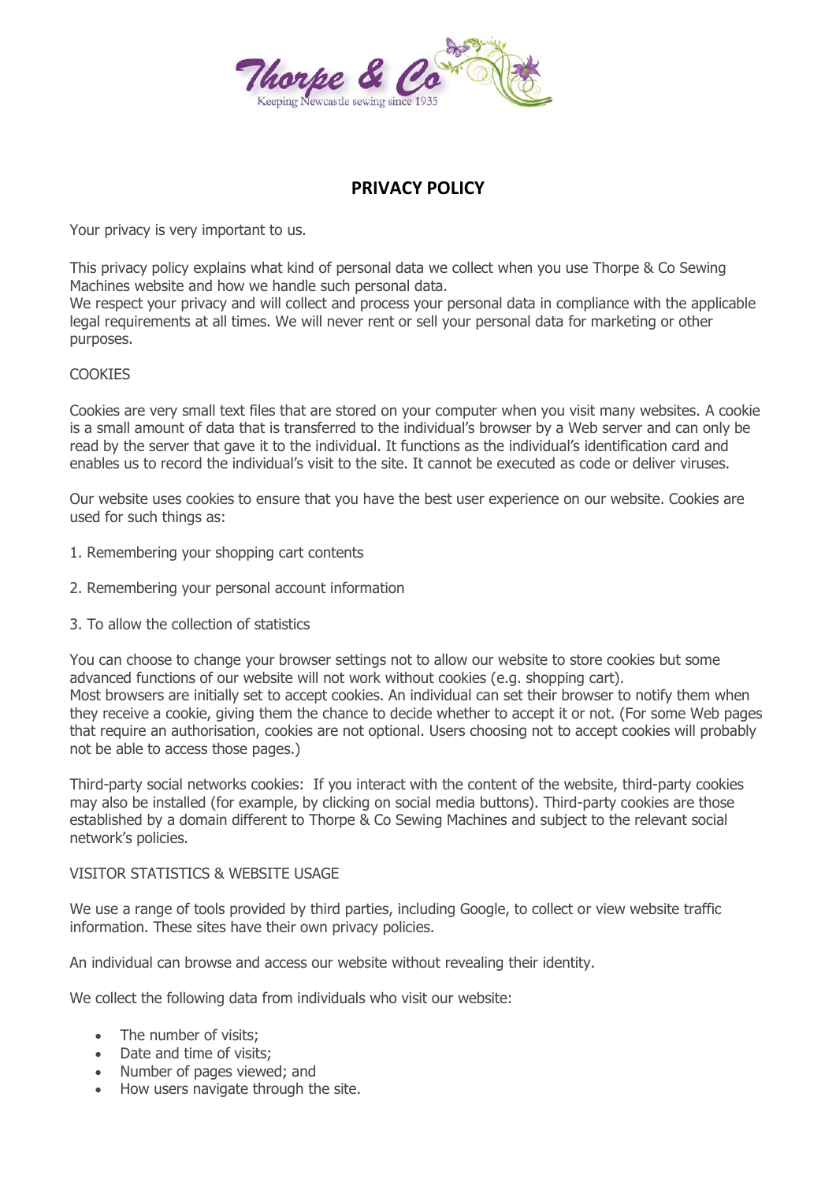Thorpe & Co
Keeping Newcastle sewing since 1935

# PRIVACY POLICY

Your privacy is very important to us.

This privacy policy explains what kind of personal data we collect when you use Thorpe & Co Sewing Machines website and how we handle such personal data.
We respect your privacy and will collect and process your personal data in compliance with the applicable legal requirements at all times. We will never rent or sell your personal data for marketing or other purposes.

## COOKIES

Cookies are very small text files that are stored on your computer when you visit many websites. A cookie is a small amount of data that is transferred to the individual's browser by a Web server and can only be read by the server that gave it to the individual. It functions as the individual's identification card and enables us to record the individual's visit to the site. It cannot be executed as code or deliver viruses.

Our website uses cookies to ensure that you have the best user experience on our website. Cookies are used for such things as:

1. Remembering your shopping cart contents

2. Remembering your personal account information

3. To allow the collection of statistics

You can choose to change your browser settings not to allow our website to store cookies but some advanced functions of our website will not work without cookies (e.g. shopping cart).
Most browsers are initially set to accept cookies. An individual can set their browser to notify them when they receive a cookie, giving them the chance to decide whether to accept it or not. (For some Web pages that require an authorisation, cookies are not optional. Users choosing not to accept cookies will probably not be able to access those pages.)

Third-party social networks cookies: If you interact with the content of the website, third-party cookies may also be installed (for example, by clicking on social media buttons). Third-party cookies are those established by a domain different to Thorpe & Co Sewing Machines and subject to the relevant social network's policies.

## VISITOR STATISTICS & WEBSITE USAGE

We use a range of tools provided by third parties, including Google, to collect or view website traffic information. These sites have their own privacy policies.

An individual can browse and access our website without revealing their identity.

We collect the following data from individuals who visit our website:

- The number of visits;
- Date and time of visits;
- Number of pages viewed; and
- How users navigate through the site.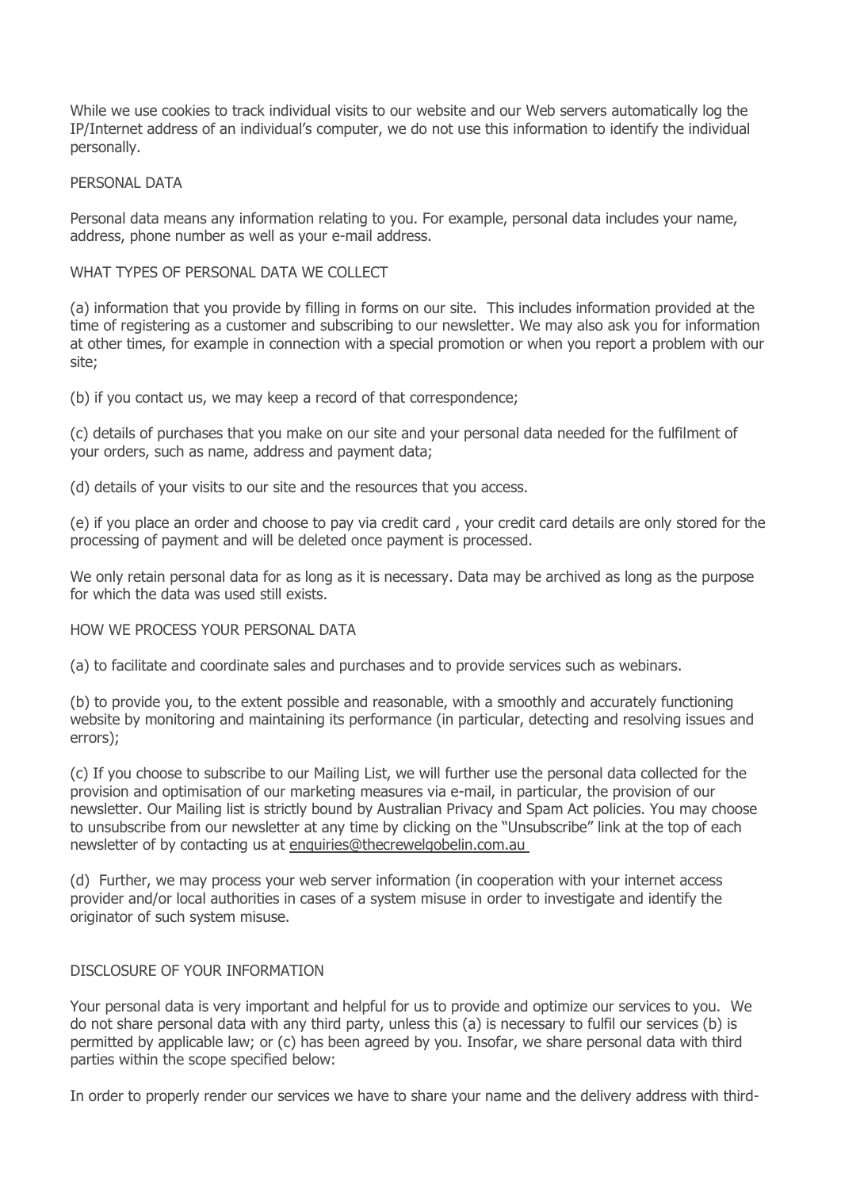While we use cookies to track individual visits to our website and our Web servers automatically log the IP/Internet address of an individual's computer, we do not use this information to identify the individual personally.

## PERSONAL DATA

Personal data means any information relating to you. For example, personal data includes your name, address, phone number as well as your e-mail address.

## WHAT TYPES OF PERSONAL DATA WE COLLECT

(a) information that you provide by filling in forms on our site. This includes information provided at the time of registering as a customer and subscribing to our newsletter. We may also ask you for information at other times, for example in connection with a special promotion or when you report a problem with our site;

(b) if you contact us, we may keep a record of that correspondence;

(c) details of purchases that you make on our site and your personal data needed for the fulfilment of your orders, such as name, address and payment data;

(d) details of your visits to our site and the resources that you access.

(e) if you place an order and choose to pay via credit card , your credit card details are only stored for the processing of payment and will be deleted once payment is processed.

We only retain personal data for as long as it is necessary. Data may be archived as long as the purpose for which the data was used still exists.

## HOW WE PROCESS YOUR PERSONAL DATA

(a) to facilitate and coordinate sales and purchases and to provide services such as webinars.

(b) to provide you, to the extent possible and reasonable, with a smoothly and accurately functioning website by monitoring and maintaining its performance (in particular, detecting and resolving issues and errors);

(c) If you choose to subscribe to our Mailing List, we will further use the personal data collected for the provision and optimisation of our marketing measures via e-mail, in particular, the provision of our newsletter. Our Mailing list is strictly bound by Australian Privacy and Spam Act policies. You may choose to unsubscribe from our newsletter at any time by clicking on the "Unsubscribe" link at the top of each newsletter of by contacting us at enquiries@thecrewelgobelin.com.au

(d) Further, we may process your web server information (in cooperation with your internet access provider and/or local authorities in cases of a system misuse in order to investigate and identify the originator of such system misuse.

## DISCLOSURE OF YOUR INFORMATION

Your personal data is very important and helpful for us to provide and optimize our services to you. We do not share personal data with any third party, unless this (a) is necessary to fulfil our services (b) is permitted by applicable law; or (c) has been agreed by you. Insofar, we share personal data with third parties within the scope specified below:

In order to properly render our services we have to share your name and the delivery address with third-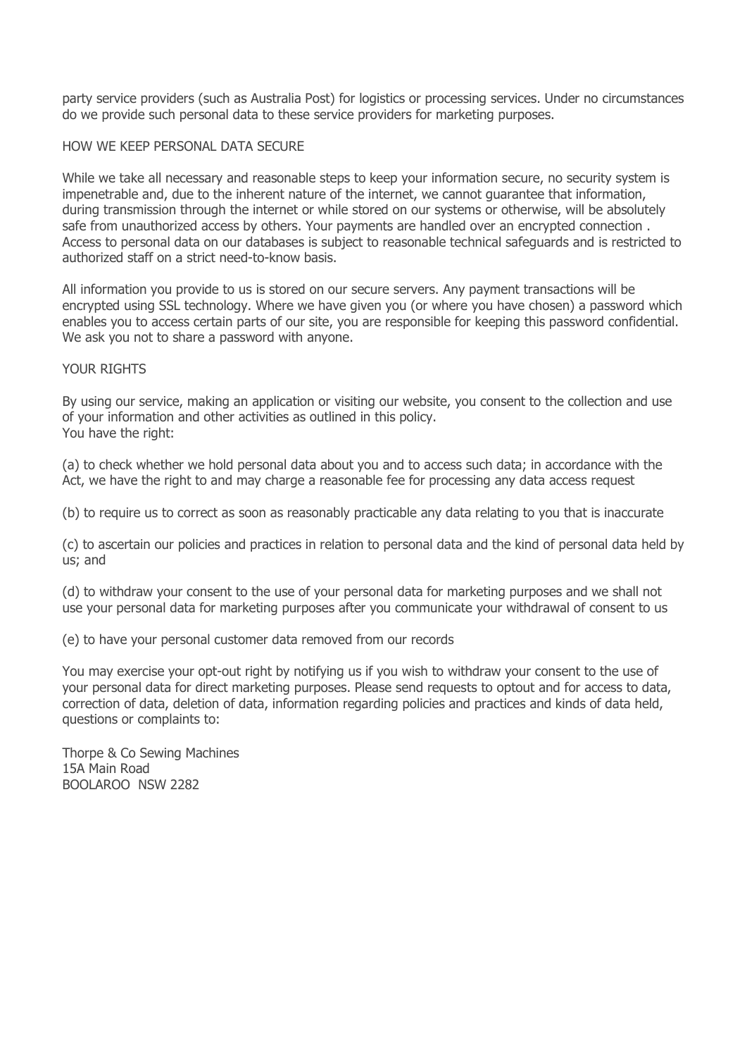party service providers (such as Australia Post) for logistics or processing services. Under no circumstances do we provide such personal data to these service providers for marketing purposes.

## HOW WE KEEP PERSONAL DATA SECURE

While we take all necessary and reasonable steps to keep your information secure, no security system is impenetrable and, due to the inherent nature of the internet, we cannot guarantee that information, during transmission through the internet or while stored on our systems or otherwise, will be absolutely safe from unauthorized access by others. Your payments are handled over an encrypted connection . Access to personal data on our databases is subject to reasonable technical safeguards and is restricted to authorized staff on a strict need-to-know basis.

All information you provide to us is stored on our secure servers. Any payment transactions will be encrypted using SSL technology. Where we have given you (or where you have chosen) a password which enables you to access certain parts of our site, you are responsible for keeping this password confidential. We ask you not to share a password with anyone.

## YOUR RIGHTS

By using our service, making an application or visiting our website, you consent to the collection and use of your information and other activities as outlined in this policy.
You have the right:

(a) to check whether we hold personal data about you and to access such data; in accordance with the Act, we have the right to and may charge a reasonable fee for processing any data access request

(b) to require us to correct as soon as reasonably practicable any data relating to you that is inaccurate

(c) to ascertain our policies and practices in relation to personal data and the kind of personal data held by us; and

(d) to withdraw your consent to the use of your personal data for marketing purposes and we shall not use your personal data for marketing purposes after you communicate your withdrawal of consent to us

(e) to have your personal customer data removed from our records

You may exercise your opt-out right by notifying us if you wish to withdraw your consent to the use of your personal data for direct marketing purposes. Please send requests to optout and for access to data, correction of data, deletion of data, information regarding policies and practices and kinds of data held, questions or complaints to:

Thorpe & Co Sewing Machines
15A Main Road
BOOLAROO NSW 2282